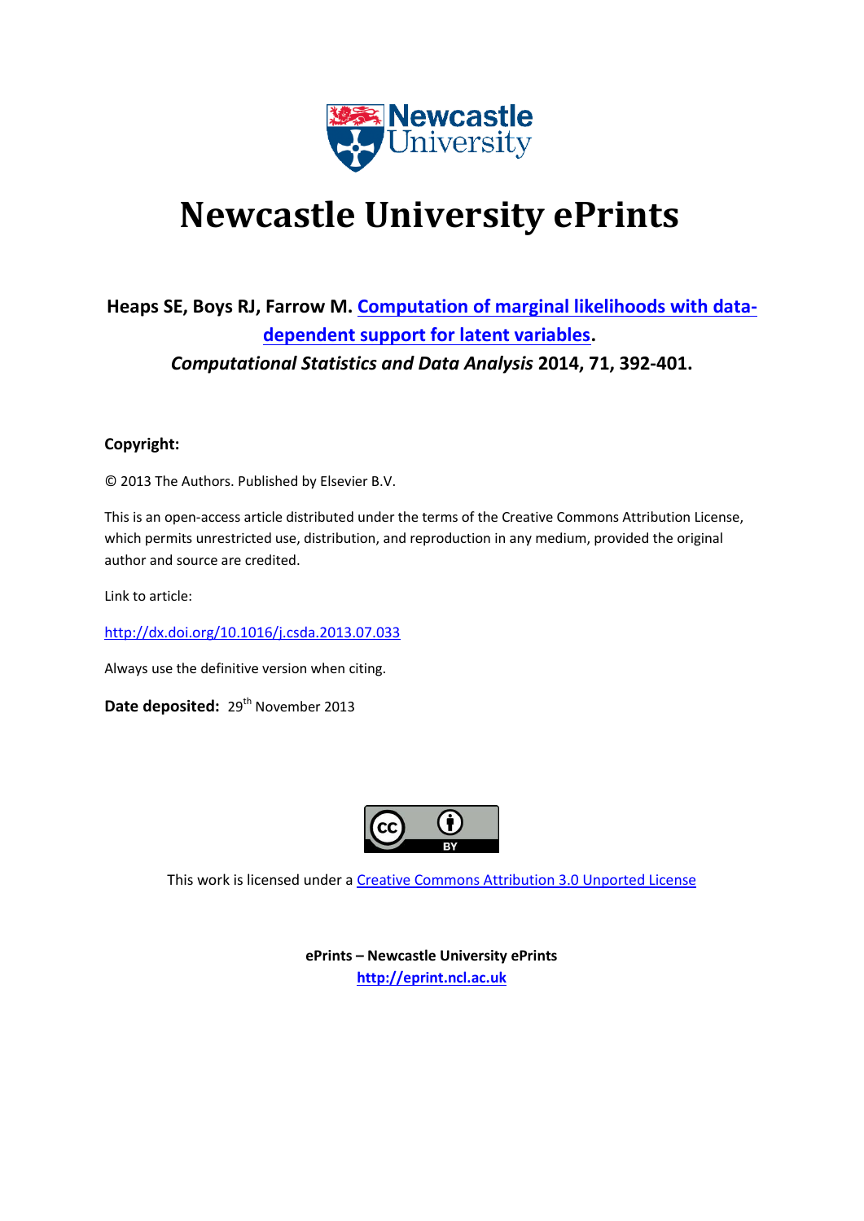# Newcastle University ePrints

**Heaps SE, Boys RJ, Farrow M. Computation of marginal likelihoods with data-dependent support for latent variables.**
***Computational Statistics and Data Analysis* 2014, 71, 392-401.**

**Copyright:**

© 2013 The Authors. Published by Elsevier B.V.

This is an open-access article distributed under the terms of the Creative Commons Attribution License, which permits unrestricted use, distribution, and reproduction in any medium, provided the original author and source are credited.

Link to article:

http://dx.doi.org/10.1016/j.csda.2013.07.033

Always use the definitive version when citing.

**Date deposited:** 29th November 2013

This work is licensed under a Creative Commons Attribution 3.0 Unported License

**ePrints – Newcastle University ePrints**
**http://eprint.ncl.ac.uk**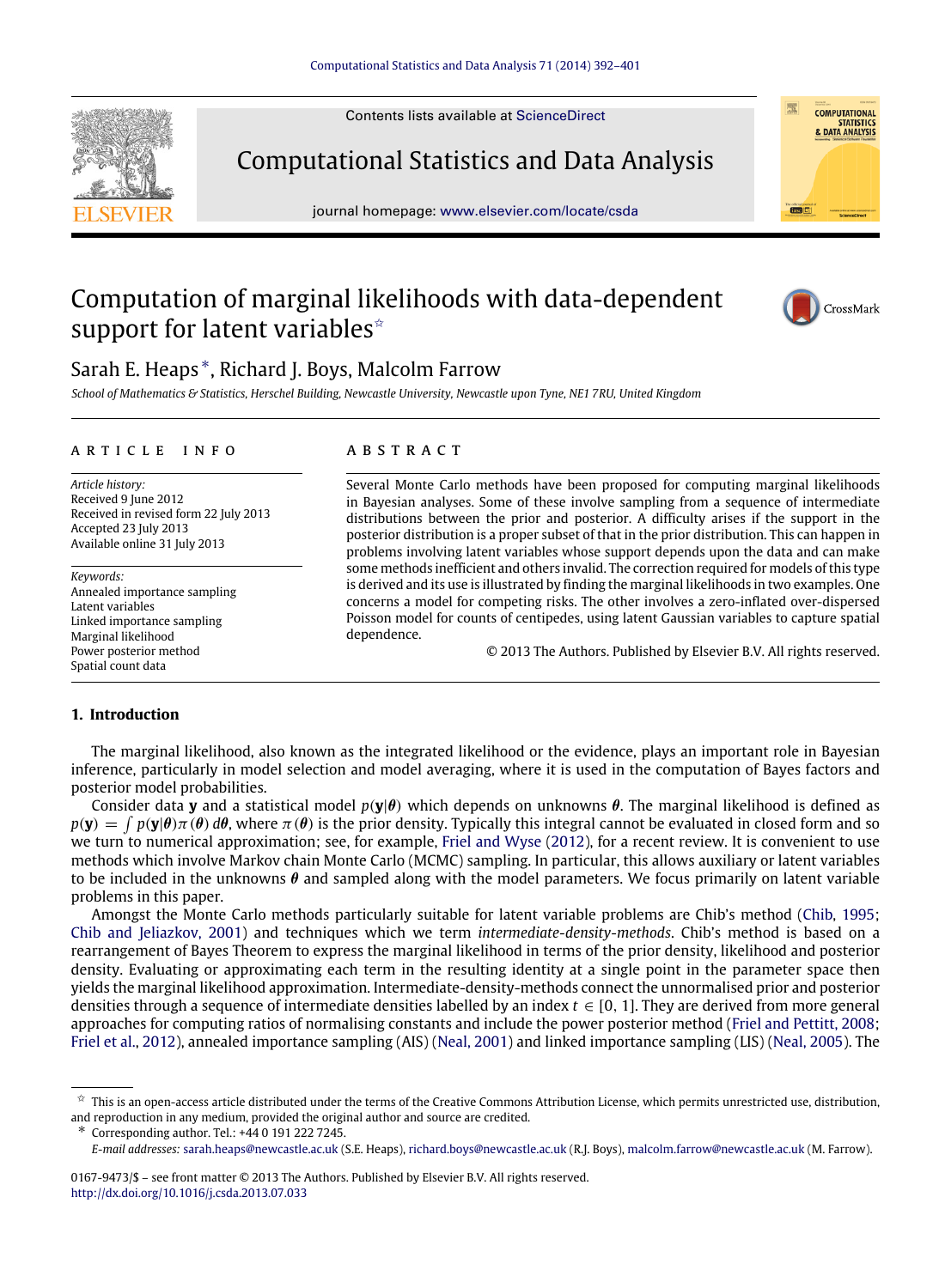# Computation of marginal likelihoods with data-dependent support for latent variables ☆

Sarah E. Heaps *, Richard J. Boys, Malcolm Farrow

*School of Mathematics & Statistics, Herschel Building, Newcastle University, Newcastle upon Tyne, NE1 7RU, United Kingdom*

## ARTICLE INFO

*Article history:*
Received 9 June 2012
Received in revised form 22 July 2013
Accepted 23 July 2013
Available online 31 July 2013

*Keywords:*
Annealed importance sampling
Latent variables
Linked importance sampling
Marginal likelihood
Power posterior method
Spatial count data

## ABSTRACT

Several Monte Carlo methods have been proposed for computing marginal likelihoods in Bayesian analyses. Some of these involve sampling from a sequence of intermediate distributions between the prior and posterior. A difficulty arises if the support in the posterior distribution is a proper subset of that in the prior distribution. This can happen in problems involving latent variables whose support depends upon the data and can make some methods inefficient and others invalid. The correction required for models of this type is derived and its use is illustrated by finding the marginal likelihoods in two examples. One concerns a model for competing risks. The other involves a zero-inflated over-dispersed Poisson model for counts of centipedes, using latent Gaussian variables to capture spatial dependence.

© 2013 The Authors. Published by Elsevier B.V. All rights reserved.

## 1. Introduction

The marginal likelihood, also known as the integrated likelihood or the evidence, plays an important role in Bayesian inference, particularly in model selection and model averaging, where it is used in the computation of Bayes factors and posterior model probabilities.

Consider data $\mathbf{y}$ and a statistical model $p(\mathbf{y}|\boldsymbol{\theta})$ which depends on unknowns $\boldsymbol{\theta}$. The marginal likelihood is defined as $p(\mathbf{y}) = \int p(\mathbf{y}|\boldsymbol{\theta})\pi(\boldsymbol{\theta})\, d\boldsymbol{\theta}$, where $\pi(\boldsymbol{\theta})$ is the prior density. Typically this integral cannot be evaluated in closed form and so we turn to numerical approximation; see, for example, Friel and Wyse (2012), for a recent review. It is convenient to use methods which involve Markov chain Monte Carlo (MCMC) sampling. In particular, this allows auxiliary or latent variables to be included in the unknowns $\boldsymbol{\theta}$ and sampled along with the model parameters. We focus primarily on latent variable problems in this paper.

Amongst the Monte Carlo methods particularly suitable for latent variable problems are Chib's method (Chib, 1995; Chib and Jeliazkov, 2001) and techniques which we term *intermediate-density-methods*. Chib's method is based on a rearrangement of Bayes Theorem to express the marginal likelihood in terms of the prior density, likelihood and posterior density. Evaluating or approximating each term in the resulting identity at a single point in the parameter space then yields the marginal likelihood approximation. Intermediate-density-methods connect the unnormalised prior and posterior densities through a sequence of intermediate densities labelled by an index $t \in [0, 1]$. They are derived from more general approaches for computing ratios of normalising constants and include the power posterior method (Friel and Pettitt, 2008; Friel et al., 2012), annealed importance sampling (AIS) (Neal, 2001) and linked importance sampling (LIS) (Neal, 2005). The

☆ This is an open-access article distributed under the terms of the Creative Commons Attribution License, which permits unrestricted use, distribution, and reproduction in any medium, provided the original author and source are credited.

\* Corresponding author. Tel.: +44 0 191 222 7245.
*E-mail addresses:* sarah.heaps@newcastle.ac.uk (S.E. Heaps), richard.boys@newcastle.ac.uk (R.J. Boys), malcolm.farrow@newcastle.ac.uk (M. Farrow).

0167-9473/$ – see front matter © 2013 The Authors. Published by Elsevier B.V. All rights reserved.
http://dx.doi.org/10.1016/j.csda.2013.07.033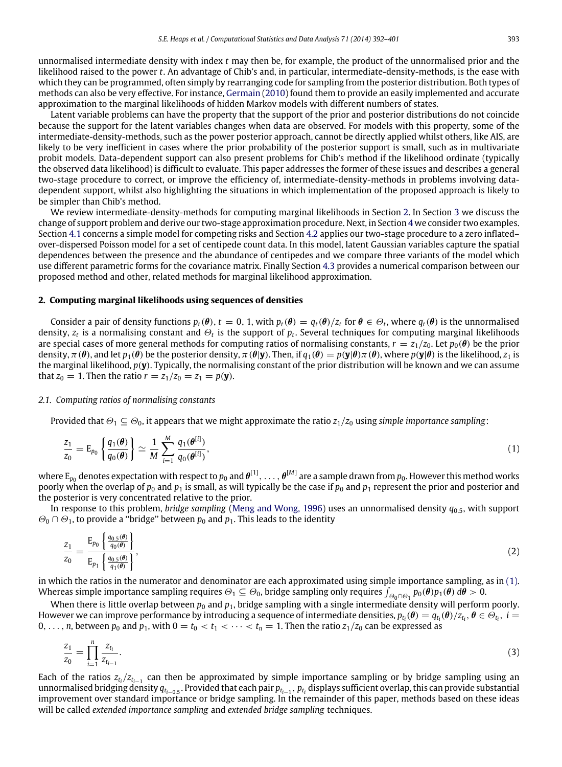unnormalised intermediate density with index $t$ may then be, for example, the product of the unnormalised prior and the likelihood raised to the power $t$. An advantage of Chib's and, in particular, intermediate-density-methods, is the ease with which they can be programmed, often simply by rearranging code for sampling from the posterior distribution. Both types of methods can also be very effective. For instance, Germain (2010) found them to provide an easily implemented and accurate approximation to the marginal likelihoods of hidden Markov models with different numbers of states.

Latent variable problems can have the property that the support of the prior and posterior distributions do not coincide because the support for the latent variables changes when data are observed. For models with this property, some of the intermediate-density-methods, such as the power posterior approach, cannot be directly applied whilst others, like AIS, are likely to be very inefficient in cases where the prior probability of the posterior support is small, such as in multivariate probit models. Data-dependent support can also present problems for Chib's method if the likelihood ordinate (typically the observed data likelihood) is difficult to evaluate. This paper addresses the former of these issues and describes a general two-stage procedure to correct, or improve the efficiency of, intermediate-density-methods in problems involving data-dependent support, whilst also highlighting the situations in which implementation of the proposed approach is likely to be simpler than Chib's method.

We review intermediate-density-methods for computing marginal likelihoods in Section 2. In Section 3 we discuss the change of support problem and derive our two-stage approximation procedure. Next, in Section 4 we consider two examples. Section 4.1 concerns a simple model for competing risks and Section 4.2 applies our two-stage procedure to a zero inflated–over-dispersed Poisson model for a set of centipede count data. In this model, latent Gaussian variables capture the spatial dependences between the presence and the abundance of centipedes and we compare three variants of the model which use different parametric forms for the covariance matrix. Finally Section 4.3 provides a numerical comparison between our proposed method and other, related methods for marginal likelihood approximation.

## 2. Computing marginal likelihoods using sequences of densities

Consider a pair of density functions $p_t(\boldsymbol{\theta})$, $t = 0, 1$, with $p_t(\boldsymbol{\theta}) = q_t(\boldsymbol{\theta})/z_t$ for $\boldsymbol{\theta} \in \Theta_t$, where $q_t(\boldsymbol{\theta})$ is the unnormalised density, $z_t$ is a normalising constant and $\Theta_t$ is the support of $p_t$. Several techniques for computing marginal likelihoods are special cases of more general methods for computing ratios of normalising constants, $r = z_1/z_0$. Let $p_0(\boldsymbol{\theta})$ be the prior density, $\pi(\boldsymbol{\theta})$, and let $p_1(\boldsymbol{\theta})$ be the posterior density, $\pi(\boldsymbol{\theta}|\mathbf{y})$. Then, if $q_1(\boldsymbol{\theta}) = p(\mathbf{y}|\boldsymbol{\theta})\pi(\boldsymbol{\theta})$, where $p(\mathbf{y}|\boldsymbol{\theta})$ is the likelihood, $z_1$ is the marginal likelihood, $p(\mathbf{y})$. Typically, the normalising constant of the prior distribution will be known and we can assume that $z_0 = 1$. Then the ratio $r = z_1/z_0 = z_1 = p(\mathbf{y})$.

### 2.1. Computing ratios of normalising constants

Provided that $\Theta_1 \subseteq \Theta_0$, it appears that we might approximate the ratio $z_1/z_0$ using *simple importance sampling*:

$$\frac{z_1}{z_0} = \mathrm{E}_{p_0}\left\{\frac{q_1(\boldsymbol{\theta})}{q_0(\boldsymbol{\theta})}\right\} \simeq \frac{1}{M}\sum_{i=1}^{M}\frac{q_1(\boldsymbol{\theta}^{[i]})}{q_0(\boldsymbol{\theta}^{[i]})}, \tag{1}$$

where $\mathrm{E}_{p_0}$ denotes expectation with respect to $p_0$ and $\boldsymbol{\theta}^{[1]}, \ldots, \boldsymbol{\theta}^{[M]}$ are a sample drawn from $p_0$. However this method works poorly when the overlap of $p_0$ and $p_1$ is small, as will typically be the case if $p_0$ and $p_1$ represent the prior and posterior and the posterior is very concentrated relative to the prior.

In response to this problem, *bridge sampling* (Meng and Wong, 1996) uses an unnormalised density $q_{0.5}$, with support $\Theta_0 \cap \Theta_1$, to provide a "bridge" between $p_0$ and $p_1$. This leads to the identity

$$\frac{z_1}{z_0} = \frac{\mathrm{E}_{p_0}\left\{\frac{q_{0.5}(\boldsymbol{\theta})}{q_0(\boldsymbol{\theta})}\right\}}{\mathrm{E}_{p_1}\left\{\frac{q_{0.5}(\boldsymbol{\theta})}{q_1(\boldsymbol{\theta})}\right\}}, \tag{2}$$

in which the ratios in the numerator and denominator are each approximated using simple importance sampling, as in (1). Whereas simple importance sampling requires $\Theta_1 \subseteq \Theta_0$, bridge sampling only requires $\int_{\Theta_0\cap\Theta_1} p_0(\boldsymbol{\theta})p_1(\boldsymbol{\theta})\,d\boldsymbol{\theta} > 0$.

When there is little overlap between $p_0$ and $p_1$, bridge sampling with a single intermediate density will perform poorly. However we can improve performance by introducing a sequence of intermediate densities, $p_{t_i}(\boldsymbol{\theta}) = q_{t_i}(\boldsymbol{\theta})/z_{t_i}$, $\boldsymbol{\theta} \in \Theta_{t_i}$, $i = 0, \ldots, n$, between $p_0$ and $p_1$, with $0 = t_0 < t_1 < \cdots < t_n = 1$. Then the ratio $z_1/z_0$ can be expressed as

$$\frac{z_1}{z_0} = \prod_{i=1}^{n}\frac{z_{t_i}}{z_{t_{i-1}}}. \tag{3}$$

Each of the ratios $z_{t_i}/z_{t_{i-1}}$ can then be approximated by simple importance sampling or by bridge sampling using an unnormalised bridging density $q_{t_{i-0.5}}$. Provided that each pair $p_{t_{i-1}}$, $p_{t_i}$ displays sufficient overlap, this can provide substantial improvement over standard importance or bridge sampling. In the remainder of this paper, methods based on these ideas will be called *extended importance sampling* and *extended bridge sampling* techniques.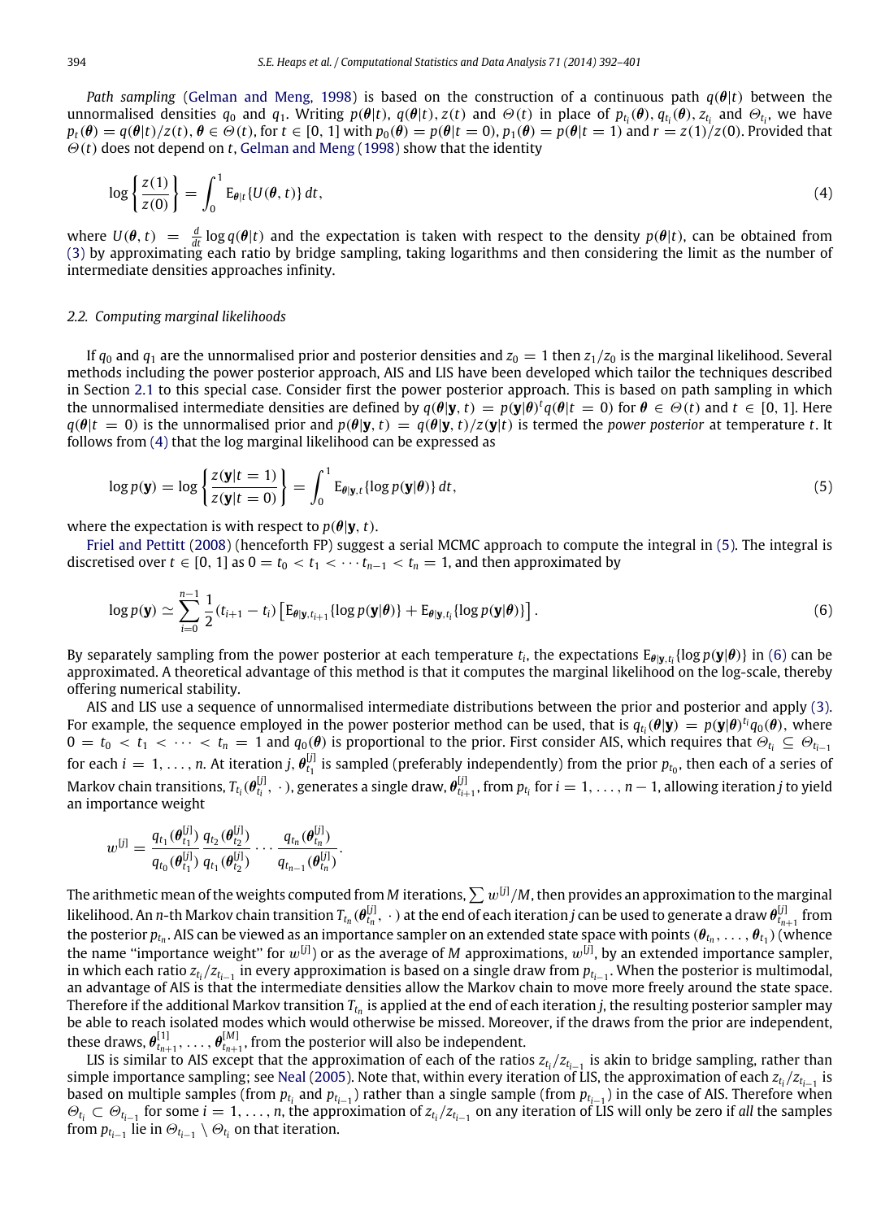*Path sampling* (Gelman and Meng, 1998) is based on the construction of a continuous path $q(\boldsymbol{\theta}|t)$ between the unnormalised densities $q_0$ and $q_1$. Writing $p(\boldsymbol{\theta}|t)$, $q(\boldsymbol{\theta}|t)$, $z(t)$ and $\Theta(t)$ in place of $p_{t_i}(\boldsymbol{\theta})$, $q_{t_i}(\boldsymbol{\theta})$, $z_{t_i}$ and $\Theta_{t_i}$, we have $p_t(\boldsymbol{\theta}) = q(\boldsymbol{\theta}|t)/z(t)$, $\boldsymbol{\theta} \in \Theta(t)$, for $t \in [0, 1]$ with $p_0(\boldsymbol{\theta}) = p(\boldsymbol{\theta}|t = 0)$, $p_1(\boldsymbol{\theta}) = p(\boldsymbol{\theta}|t = 1)$ and $r = z(1)/z(0)$. Provided that $\Theta(t)$ does not depend on $t$, Gelman and Meng (1998) show that the identity

$$\log\left\{\frac{z(1)}{z(0)}\right\} = \int_0^1 \mathrm{E}_{\boldsymbol{\theta}|t}\{U(\boldsymbol{\theta}, t)\}\, dt, \tag{4}$$

where $U(\boldsymbol{\theta}, t) = \frac{d}{dt}\log q(\boldsymbol{\theta}|t)$ and the expectation is taken with respect to the density $p(\boldsymbol{\theta}|t)$, can be obtained from (3) by approximating each ratio by bridge sampling, taking logarithms and then considering the limit as the number of intermediate densities approaches infinity.

### 2.2. Computing marginal likelihoods

If $q_0$ and $q_1$ are the unnormalised prior and posterior densities and $z_0 = 1$ then $z_1/z_0$ is the marginal likelihood. Several methods including the power posterior approach, AIS and LIS have been developed which tailor the techniques described in Section 2.1 to this special case. Consider first the power posterior approach. This is based on path sampling in which the unnormalised intermediate densities are defined by $q(\boldsymbol{\theta}|\mathbf{y}, t) = p(\mathbf{y}|\boldsymbol{\theta})^t q(\boldsymbol{\theta}|t = 0)$ for $\boldsymbol{\theta} \in \Theta(t)$ and $t \in [0, 1]$. Here $q(\boldsymbol{\theta}|t = 0)$ is the unnormalised prior and $p(\boldsymbol{\theta}|\mathbf{y}, t) = q(\boldsymbol{\theta}|\mathbf{y}, t)/z(\mathbf{y}|t)$ is termed the *power posterior* at temperature $t$. It follows from (4) that the log marginal likelihood can be expressed as

$$\log p(\mathbf{y}) = \log\left\{\frac{z(\mathbf{y}|t = 1)}{z(\mathbf{y}|t = 0)}\right\} = \int_0^1 \mathrm{E}_{\boldsymbol{\theta}|\mathbf{y},t}\{\log p(\mathbf{y}|\boldsymbol{\theta})\}\, dt, \tag{5}$$

where the expectation is with respect to $p(\boldsymbol{\theta}|\mathbf{y}, t)$.

Friel and Pettitt (2008) (henceforth FP) suggest a serial MCMC approach to compute the integral in (5). The integral is discretised over $t \in [0, 1]$ as $0 = t_0 < t_1 < \cdots t_{n-1} < t_n = 1$, and then approximated by

$$\log p(\mathbf{y}) \simeq \sum_{i=0}^{n-1} \frac{1}{2}(t_{i+1} - t_i)\left[\mathrm{E}_{\boldsymbol{\theta}|\mathbf{y},t_{i+1}}\{\log p(\mathbf{y}|\boldsymbol{\theta})\} + \mathrm{E}_{\boldsymbol{\theta}|\mathbf{y},t_i}\{\log p(\mathbf{y}|\boldsymbol{\theta})\}\right]. \tag{6}$$

By separately sampling from the power posterior at each temperature $t_i$, the expectations $\mathrm{E}_{\boldsymbol{\theta}|\mathbf{y},t_i}\{\log p(\mathbf{y}|\boldsymbol{\theta})\}$ in (6) can be approximated. A theoretical advantage of this method is that it computes the marginal likelihood on the log-scale, thereby offering numerical stability.

AIS and LIS use a sequence of unnormalised intermediate distributions between the prior and posterior and apply (3). For example, the sequence employed in the power posterior method can be used, that is $q_{t_i}(\boldsymbol{\theta}|\mathbf{y}) = p(\mathbf{y}|\boldsymbol{\theta})^{t_i} q_0(\boldsymbol{\theta})$, where $0 = t_0 < t_1 < \cdots < t_n = 1$ and $q_0(\boldsymbol{\theta})$ is proportional to the prior. First consider AIS, which requires that $\Theta_{t_i} \subseteq \Theta_{t_{i-1}}$ for each $i = 1, \ldots, n$. At iteration $j$, $\boldsymbol{\theta}_{t_1}^{[j]}$ is sampled (preferably independently) from the prior $p_{t_0}$, then each of a series of Markov chain transitions, $T_{t_i}(\boldsymbol{\theta}_{t_i}^{[j]}, \cdot)$, generates a single draw, $\boldsymbol{\theta}_{t_{i+1}}^{[j]}$, from $p_{t_i}$ for $i = 1, \ldots, n-1$, allowing iteration $j$ to yield an importance weight

$$w^{[j]} = \frac{q_{t_1}(\boldsymbol{\theta}_{t_1}^{[j]})}{q_{t_0}(\boldsymbol{\theta}_{t_1}^{[j]})}\frac{q_{t_2}(\boldsymbol{\theta}_{t_2}^{[j]})}{q_{t_1}(\boldsymbol{\theta}_{t_2}^{[j]})}\cdots\frac{q_{t_n}(\boldsymbol{\theta}_{t_n}^{[j]})}{q_{t_{n-1}}(\boldsymbol{\theta}_{t_n}^{[j]})}.$$

The arithmetic mean of the weights computed from $M$ iterations, $\sum w^{[j]}/M$, then provides an approximation to the marginal likelihood. An $n$-th Markov chain transition $T_{t_n}(\boldsymbol{\theta}_{t_n}^{[j]}, \cdot)$ at the end of each iteration $j$ can be used to generate a draw $\boldsymbol{\theta}_{t_{n+1}}^{[j]}$ from the posterior $p_{t_n}$. AIS can be viewed as an importance sampler on an extended state space with points $(\boldsymbol{\theta}_{t_n}, \ldots, \boldsymbol{\theta}_{t_1})$ (whence the name "importance weight" for $w^{[j]}$) or as the average of $M$ approximations, $w^{[j]}$, by an extended importance sampler, in which each ratio $z_{t_i}/z_{t_{i-1}}$ in every approximation is based on a single draw from $p_{t_{i-1}}$. When the posterior is multimodal, an advantage of AIS is that the intermediate densities allow the Markov chain to move more freely around the state space. Therefore if the additional Markov transition $T_{t_n}$ is applied at the end of each iteration $j$, the resulting posterior sampler may be able to reach isolated modes which would otherwise be missed. Moreover, if the draws from the prior are independent, these draws, $\boldsymbol{\theta}_{t_{n+1}}^{[1]}, \ldots, \boldsymbol{\theta}_{t_{n+1}}^{[M]}$, from the posterior will also be independent.

LIS is similar to AIS except that the approximation of each of the ratios $z_{t_i}/z_{t_{i-1}}$ is akin to bridge sampling, rather than simple importance sampling; see Neal (2005). Note that, within every iteration of LIS, the approximation of each $z_{t_i}/z_{t_{i-1}}$ is based on multiple samples (from $p_{t_i}$ and $p_{t_{i-1}}$) rather than a single sample (from $p_{t_{i-1}}$) in the case of AIS. Therefore when $\Theta_{t_i} \subset \Theta_{t_{i-1}}$ for some $i = 1, \ldots, n$, the approximation of $z_{t_i}/z_{t_{i-1}}$ on any iteration of LIS will only be zero if *all* the samples from $p_{t_{i-1}}$ lie in $\Theta_{t_{i-1}} \setminus \Theta_{t_i}$ on that iteration.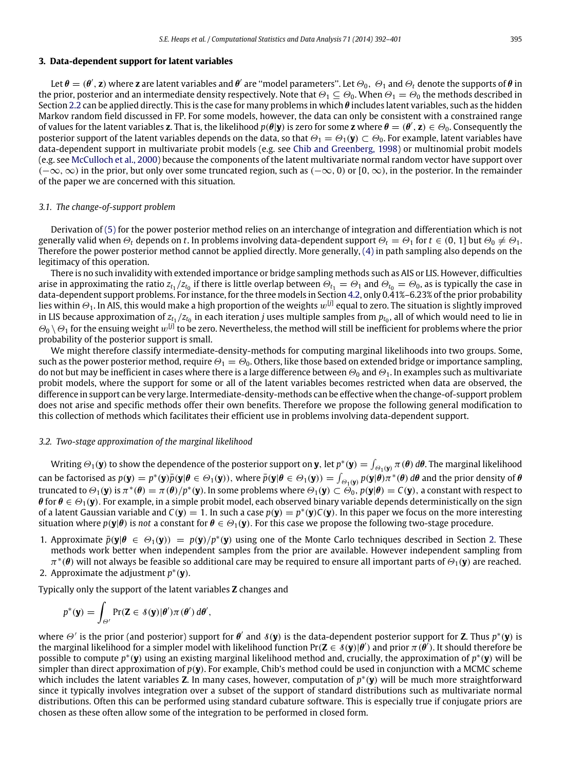## 3. Data-dependent support for latent variables

Let $\boldsymbol{\theta} = (\boldsymbol{\theta}', \mathbf{z})$ where $\mathbf{z}$ are latent variables and $\boldsymbol{\theta}'$ are "model parameters". Let $\Theta_0$, $\Theta_1$ and $\Theta_t$ denote the supports of $\boldsymbol{\theta}$ in the prior, posterior and an intermediate density respectively. Note that $\Theta_1 \subseteq \Theta_0$. When $\Theta_1 = \Theta_0$ the methods described in Section 2.2 can be applied directly. This is the case for many problems in which $\boldsymbol{\theta}$ includes latent variables, such as the hidden Markov random field discussed in FP. For some models, however, the data can only be consistent with a constrained range of values for the latent variables $\mathbf{z}$. That is, the likelihood $p(\boldsymbol{\theta}|\mathbf{y})$ is zero for some $\mathbf{z}$ where $\boldsymbol{\theta} = (\boldsymbol{\theta}', \mathbf{z}) \in \Theta_0$. Consequently the posterior support of the latent variables depends on the data, so that $\Theta_1 = \Theta_1(\mathbf{y}) \subset \Theta_0$. For example, latent variables have data-dependent support in multivariate probit models (e.g. see Chib and Greenberg, 1998) or multinomial probit models (e.g. see McCulloch et al., 2000) because the components of the latent multivariate normal random vector have support over $(-\infty, \infty)$ in the prior, but only over some truncated region, such as $(-\infty, 0)$ or $[0, \infty)$, in the posterior. In the remainder of the paper we are concerned with this situation.

### 3.1. The change-of-support problem

Derivation of (5) for the power posterior method relies on an interchange of integration and differentiation which is not generally valid when $\Theta_t$ depends on $t$. In problems involving data-dependent support $\Theta_t = \Theta_1$ for $t \in (0, 1]$ but $\Theta_0 \neq \Theta_1$. Therefore the power posterior method cannot be applied directly. More generally, (4) in path sampling also depends on the legitimacy of this operation.

There is no such invalidity with extended importance or bridge sampling methods such as AIS or LIS. However, difficulties arise in approximating the ratio $z_{t_1}/z_{t_0}$ if there is little overlap between $\Theta_{t_1} = \Theta_1$ and $\Theta_{t_0} = \Theta_0$, as is typically the case in data-dependent support problems. For instance, for the three models in Section 4.2, only 0.41%–6.23% of the prior probability lies within $\Theta_1$. In AIS, this would make a high proportion of the weights $w^{[j]}$ equal to zero. The situation is slightly improved in LIS because approximation of $z_{t_1}/z_{t_0}$ in each iteration $j$ uses multiple samples from $p_{t_0}$, all of which would need to lie in $\Theta_0 \setminus \Theta_1$ for the ensuing weight $w^{[j]}$ to be zero. Nevertheless, the method will still be inefficient for problems where the prior probability of the posterior support is small.

We might therefore classify intermediate-density-methods for computing marginal likelihoods into two groups. Some, such as the power posterior method, require $\Theta_1 = \Theta_0$. Others, like those based on extended bridge or importance sampling, do not but may be inefficient in cases where there is a large difference between $\Theta_0$ and $\Theta_1$. In examples such as multivariate probit models, where the support for some or all of the latent variables becomes restricted when data are observed, the difference in support can be very large. Intermediate-density-methods can be effective when the change-of-support problem does not arise and specific methods offer their own benefits. Therefore we propose the following general modification to this collection of methods which facilitates their efficient use in problems involving data-dependent support.

### 3.2. Two-stage approximation of the marginal likelihood

Writing $\Theta_1(\mathbf{y})$ to show the dependence of the posterior support on $\mathbf{y}$, let $p^*(\mathbf{y}) = \int_{\Theta_1(\mathbf{y})} \pi(\boldsymbol{\theta})\, d\boldsymbol{\theta}$. The marginal likelihood can be factorised as $p(\mathbf{y}) = p^*(\mathbf{y})\bar{p}(\mathbf{y}|\boldsymbol{\theta} \in \Theta_1(\mathbf{y}))$, where $\bar{p}(\mathbf{y}|\boldsymbol{\theta} \in \Theta_1(\mathbf{y})) = \int_{\Theta_1(\mathbf{y})} p(\mathbf{y}|\boldsymbol{\theta})\pi^*(\boldsymbol{\theta})\, d\boldsymbol{\theta}$ and the prior density of $\boldsymbol{\theta}$ truncated to $\Theta_1(\mathbf{y})$ is $\pi^*(\boldsymbol{\theta}) = \pi(\boldsymbol{\theta})/p^*(\mathbf{y})$. In some problems where $\Theta_1(\mathbf{y}) \subset \Theta_0$, $p(\mathbf{y}|\boldsymbol{\theta}) = C(\mathbf{y})$, a constant with respect to $\boldsymbol{\theta}$ for $\boldsymbol{\theta} \in \Theta_1(\mathbf{y})$. For example, in a simple probit model, each observed binary variable depends deterministically on the sign of a latent Gaussian variable and $C(\mathbf{y}) = 1$. In such a case $p(\mathbf{y}) = p^*(\mathbf{y})C(\mathbf{y})$. In this paper we focus on the more interesting situation where $p(\mathbf{y}|\boldsymbol{\theta})$ is *not* a constant for $\boldsymbol{\theta} \in \Theta_1(\mathbf{y})$. For this case we propose the following two-stage procedure.

1. Approximate $\bar{p}(\mathbf{y}|\boldsymbol{\theta} \in \Theta_1(\mathbf{y})) = p(\mathbf{y})/p^*(\mathbf{y})$ using one of the Monte Carlo techniques described in Section 2. These methods work better when independent samples from the prior are available. However independent sampling from $\pi^*(\boldsymbol{\theta})$ will not always be feasible so additional care may be required to ensure all important parts of $\Theta_1(\mathbf{y})$ are reached.
2. Approximate the adjustment $p^*(\mathbf{y})$.

Typically only the support of the latent variables $\mathbf{Z}$ changes and

$$p^*(\mathbf{y}) = \int_{\Theta'} \Pr(\mathbf{Z} \in \mathcal{S}(\mathbf{y})|\boldsymbol{\theta}')\pi(\boldsymbol{\theta}')\, d\boldsymbol{\theta}',$$

where $\Theta'$ is the prior (and posterior) support for $\boldsymbol{\theta}'$ and $\mathcal{S}(\mathbf{y})$ is the data-dependent posterior support for $\mathbf{Z}$. Thus $p^*(\mathbf{y})$ is the marginal likelihood for a simpler model with likelihood function $\Pr(\mathbf{Z} \in \mathcal{S}(\mathbf{y})|\boldsymbol{\theta}')$ and prior $\pi(\boldsymbol{\theta}')$. It should therefore be possible to compute $p^*(\mathbf{y})$ using an existing marginal likelihood method and, crucially, the approximation of $p^*(\mathbf{y})$ will be simpler than direct approximation of $p(\mathbf{y})$. For example, Chib's method could be used in conjunction with a MCMC scheme which includes the latent variables $\mathbf{Z}$. In many cases, however, computation of $p^*(\mathbf{y})$ will be much more straightforward since it typically involves integration over a subset of the support of standard distributions such as multivariate normal distributions. Often this can be performed using standard cubature software. This is especially true if conjugate priors are chosen as these often allow some of the integration to be performed in closed form.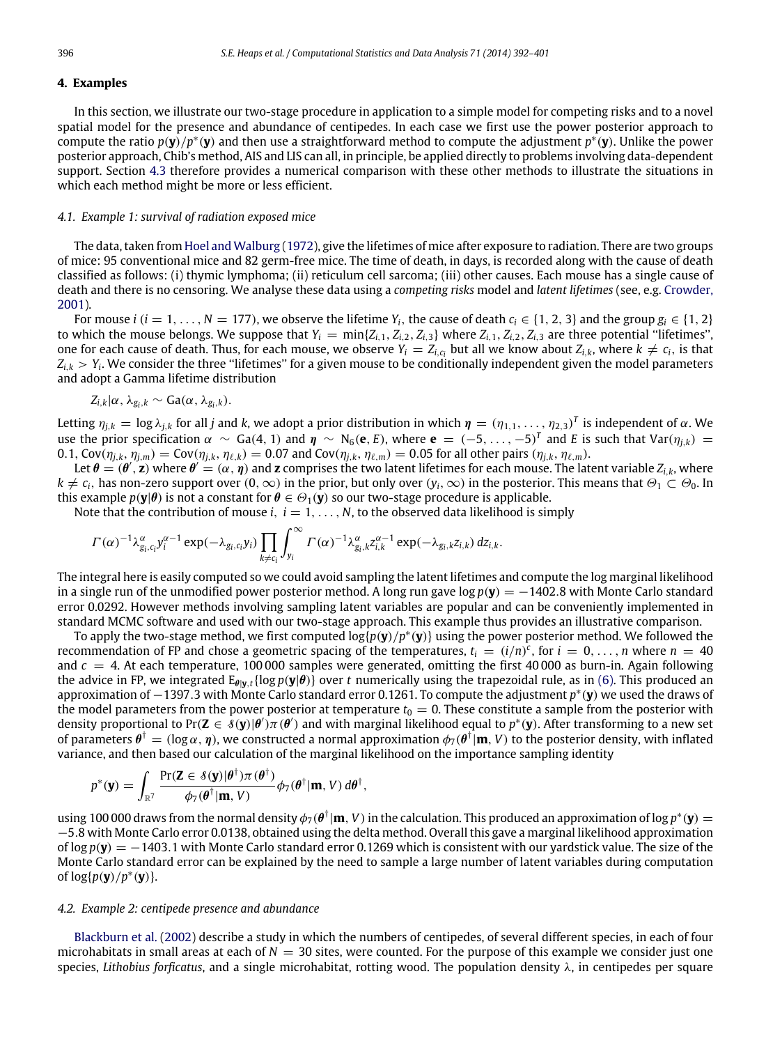## 4. Examples

In this section, we illustrate our two-stage procedure in application to a simple model for competing risks and to a novel spatial model for the presence and abundance of centipedes. In each case we first use the power posterior approach to compute the ratio $p(\mathbf{y})/p^*(\mathbf{y})$ and then use a straightforward method to compute the adjustment $p^*(\mathbf{y})$. Unlike the power posterior approach, Chib's method, AIS and LIS can all, in principle, be applied directly to problems involving data-dependent support. Section 4.3 therefore provides a numerical comparison with these other methods to illustrate the situations in which each method might be more or less efficient.

### 4.1. Example 1: survival of radiation exposed mice

The data, taken from Hoel and Walburg (1972), give the lifetimes of mice after exposure to radiation. There are two groups of mice: 95 conventional mice and 82 germ-free mice. The time of death, in days, is recorded along with the cause of death classified as follows: (i) thymic lymphoma; (ii) reticulum cell sarcoma; (iii) other causes. Each mouse has a single cause of death and there is no censoring. We analyse these data using a *competing risks* model and *latent lifetimes* (see, e.g. Crowder, 2001).

For mouse $i$ ($i = 1, \ldots, N = 177$), we observe the lifetime $Y_i$, the cause of death $c_i \in \{1, 2, 3\}$ and the group $g_i \in \{1, 2\}$ to which the mouse belongs. We suppose that $Y_i = \min\{Z_{i,1}, Z_{i,2}, Z_{i,3}\}$ where $Z_{i,1}, Z_{i,2}, Z_{i,3}$ are three potential "lifetimes", one for each cause of death. Thus, for each mouse, we observe $Y_i = Z_{i,c_i}$ but all we know about $Z_{i,k}$, where $k \neq c_i$, is that $Z_{i,k} > Y_i$. We consider the three "lifetimes" for a given mouse to be conditionally independent given the model parameters and adopt a Gamma lifetime distribution

$$Z_{i,k}|\alpha, \lambda_{g_i,k} \sim \text{Ga}(\alpha, \lambda_{g_i,k}).$$

Letting $\eta_{j,k} = \log \lambda_{j,k}$ for all $j$ and $k$, we adopt a prior distribution in which $\boldsymbol{\eta} = (\eta_{1,1}, \ldots, \eta_{2,3})^T$ is independent of $\alpha$. We use the prior specification $\alpha \sim \text{Ga}(4, 1)$ and $\boldsymbol{\eta} \sim \text{N}_6(\mathbf{e}, E)$, where $\mathbf{e} = (-5, \ldots, -5)^T$ and $E$ is such that $\text{Var}(\eta_{j,k}) = 0.1$, $\text{Cov}(\eta_{j,k}, \eta_{j,m}) = \text{Cov}(\eta_{j,k}, \eta_{\ell,k}) = 0.07$ and $\text{Cov}(\eta_{j,k}, \eta_{\ell,m}) = 0.05$ for all other pairs $(\eta_{j,k}, \eta_{\ell,m})$.

Let $\boldsymbol{\theta} = (\boldsymbol{\theta}', \mathbf{z})$ where $\boldsymbol{\theta}' = (\alpha, \boldsymbol{\eta})$ and $\mathbf{z}$ comprises the two latent lifetimes for each mouse. The latent variable $Z_{i,k}$, where $k \neq c_i$, has non-zero support over $(0, \infty)$ in the prior, but only over $(y_i, \infty)$ in the posterior. This means that $\Theta_1 \subset \Theta_0$. In this example $p(\mathbf{y}|\boldsymbol{\theta})$ is not a constant for $\boldsymbol{\theta} \in \Theta_1(\mathbf{y})$ so our two-stage procedure is applicable.

Note that the contribution of mouse $i$, $i = 1, \ldots, N$, to the observed data likelihood is simply

$$\Gamma(\alpha)^{-1}\lambda_{g_i,c_i}^{\alpha} y_i^{\alpha-1} \exp(-\lambda_{g_i,c_i} y_i) \prod_{k \neq c_i} \int_{y_i}^{\infty} \Gamma(\alpha)^{-1} \lambda_{g_i,k}^{\alpha} z_{i,k}^{\alpha-1} \exp(-\lambda_{g_i,k} z_{i,k})\, dz_{i,k}.$$

The integral here is easily computed so we could avoid sampling the latent lifetimes and compute the log marginal likelihood in a single run of the unmodified power posterior method. A long run gave $\log p(\mathbf{y}) = -1402.8$ with Monte Carlo standard error 0.0292. However methods involving sampling latent variables are popular and can be conveniently implemented in standard MCMC software and used with our two-stage approach. This example thus provides an illustrative comparison.

To apply the two-stage method, we first computed $\log\{p(\mathbf{y})/p^*(\mathbf{y})\}$ using the power posterior method. We followed the recommendation of FP and chose a geometric spacing of the temperatures, $t_i = (i/n)^c$, for $i = 0, \ldots, n$ where $n = 40$ and $c = 4$. At each temperature, 100 000 samples were generated, omitting the first 40 000 as burn-in. Again following the advice in FP, we integrated $\text{E}_{\boldsymbol{\theta}|\mathbf{y},t}\{\log p(\mathbf{y}|\boldsymbol{\theta})\}$ over $t$ numerically using the trapezoidal rule, as in (6). This produced an approximation of $-1397.3$ with Monte Carlo standard error 0.1261. To compute the adjustment $p^*(\mathbf{y})$ we used the draws of the model parameters from the power posterior at temperature $t_0 = 0$. These constitute a sample from the posterior with density proportional to $\Pr(\mathbf{Z} \in \mathcal{S}(\mathbf{y})|\boldsymbol{\theta}')\pi(\boldsymbol{\theta}')$ and with marginal likelihood equal to $p^*(\mathbf{y})$. After transforming to a new set of parameters $\boldsymbol{\theta}^\dagger = (\log\alpha, \boldsymbol{\eta})$, we constructed a normal approximation $\phi_7(\boldsymbol{\theta}^\dagger|\mathbf{m}, V)$ to the posterior density, with inflated variance, and then based our calculation of the marginal likelihood on the importance sampling identity

$$p^*(\mathbf{y}) = \int_{\mathbb{R}^7} \frac{\Pr(\mathbf{Z} \in \mathcal{S}(\mathbf{y})|\boldsymbol{\theta}^\dagger)\pi(\boldsymbol{\theta}^\dagger)}{\phi_7(\boldsymbol{\theta}^\dagger|\mathbf{m}, V)} \phi_7(\boldsymbol{\theta}^\dagger|\mathbf{m}, V)\, d\boldsymbol{\theta}^\dagger,$$

using 100 000 draws from the normal density $\phi_7(\boldsymbol{\theta}^\dagger|\mathbf{m}, V)$ in the calculation. This produced an approximation of $\log p^*(\mathbf{y}) = -5.8$ with Monte Carlo error 0.0138, obtained using the delta method. Overall this gave a marginal likelihood approximation of $\log p(\mathbf{y}) = -1403.1$ with Monte Carlo standard error 0.1269 which is consistent with our yardstick value. The size of the Monte Carlo standard error can be explained by the need to sample a large number of latent variables during computation of $\log\{p(\mathbf{y})/p^*(\mathbf{y})\}$.

### 4.2. Example 2: centipede presence and abundance

Blackburn et al. (2002) describe a study in which the numbers of centipedes, of several different species, in each of four microhabitats in small areas at each of $N = 30$ sites, were counted. For the purpose of this example we consider just one species, *Lithobius forficatus*, and a single microhabitat, rotting wood. The population density $\lambda$, in centipedes per square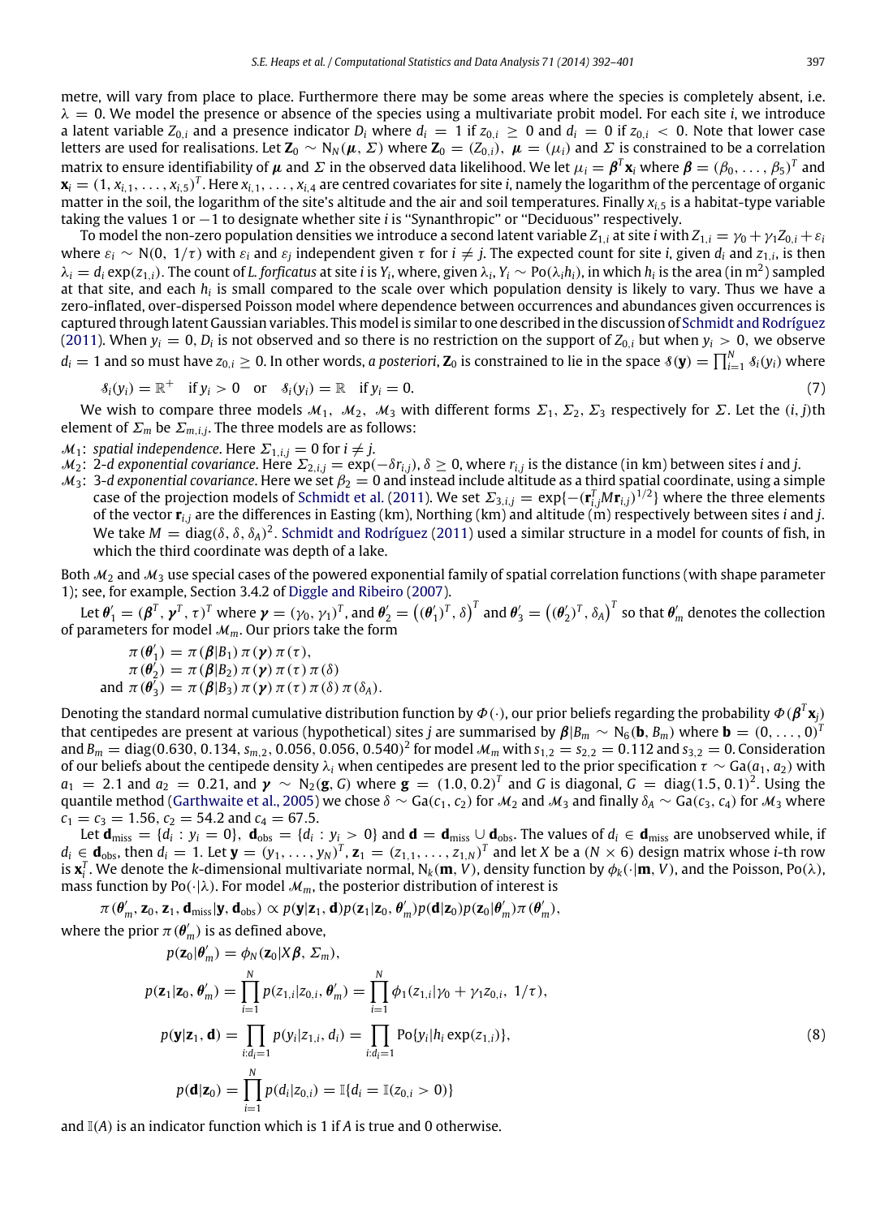metre, will vary from place to place. Furthermore there may be some areas where the species is completely absent, i.e. $\lambda = 0$. We model the presence or absence of the species using a multivariate probit model. For each site $i$, we introduce a latent variable $Z_{0,i}$ and a presence indicator $D_i$ where $d_i = 1$ if $z_{0,i} \geq 0$ and $d_i = 0$ if $z_{0,i} < 0$. Note that lower case letters are used for realisations. Let $\mathbf{Z}_0 \sim \mathrm{N}_N(\boldsymbol{\mu}, \Sigma)$ where $\mathbf{Z}_0 = (Z_{0,i})$, $\boldsymbol{\mu} = (\mu_i)$ and $\Sigma$ is constrained to be a correlation matrix to ensure identifiability of $\boldsymbol{\mu}$ and $\Sigma$ in the observed data likelihood. We let $\mu_i = \boldsymbol{\beta}^T \mathbf{x}_i$ where $\boldsymbol{\beta} = (\beta_0, \ldots, \beta_5)^T$ and $\mathbf{x}_i = (1, x_{i,1}, \ldots, x_{i,5})^T$. Here $x_{i,1}, \ldots, x_{i,4}$ are centred covariates for site $i$, namely the logarithm of the percentage of organic matter in the soil, the logarithm of the site's altitude and the air and soil temperatures. Finally $x_{i,5}$ is a habitat-type variable taking the values 1 or $-1$ to designate whether site $i$ is "Synanthropic" or "Deciduous" respectively.

To model the non-zero population densities we introduce a second latent variable $Z_{1,i}$ at site $i$ with $Z_{1,i} = \gamma_0 + \gamma_1 Z_{0,i} + \varepsilon_i$ where $\varepsilon_i \sim \mathrm{N}(0, 1/\tau)$ with $\varepsilon_i$ and $\varepsilon_j$ independent given $\tau$ for $i \neq j$. The expected count for site $i$, given $d_i$ and $z_{1,i}$, is then $\lambda_i = d_i \exp(z_{1,i})$. The count of *L. forficatus* at site $i$ is $Y_i$, where, given $\lambda_i$, $Y_i \sim \mathrm{Po}(\lambda_i h_i)$, in which $h_i$ is the area (in $\mathrm{m}^2$) sampled at that site, and each $h_i$ is small compared to the scale over which population density is likely to vary. Thus we have a zero-inflated, over-dispersed Poisson model where dependence between occurrences and abundances given occurrences is captured through latent Gaussian variables. This model is similar to one described in the discussion of Schmidt and Rodríguez (2011). When $y_i = 0$, $D_i$ is not observed and so there is no restriction on the support of $Z_{0,i}$ but when $y_i > 0$, we observe $d_i = 1$ and so must have $z_{0,i} \geq 0$. In other words, *a posteriori*, $\mathbf{Z}_0$ is constrained to lie in the space $\mathcal{S}(\mathbf{y}) = \prod_{i=1}^N \mathcal{S}_i(y_i)$ where

$$\mathcal{S}_i(y_i) = \mathbb{R}^+ \quad \text{if } y_i > 0 \quad \text{or} \quad \mathcal{S}_i(y_i) = \mathbb{R} \quad \text{if } y_i = 0. \tag{7}$$

We wish to compare three models $\mathcal{M}_1$, $\mathcal{M}_2$, $\mathcal{M}_3$ with different forms $\Sigma_1$, $\Sigma_2$, $\Sigma_3$ respectively for $\Sigma$. Let the $(i, j)$th element of $\Sigma_m$ be $\Sigma_{m,i,j}$. The three models are as follows:

- $\mathcal{M}_1$: *spatial independence*. Here $\Sigma_{1,i,j} = 0$ for $i \neq j$.
- $\mathcal{M}_2$: *2-d exponential covariance*. Here $\Sigma_{2,i,j} = \exp(-\delta r_{i,j})$, $\delta \geq 0$, where $r_{i,j}$ is the distance (in km) between sites $i$ and $j$.
- $\mathcal{M}_3$: *3-d exponential covariance*. Here we set $\beta_2 = 0$ and instead include altitude as a third spatial coordinate, using a simple case of the projection models of Schmidt et al. (2011). We set $\Sigma_{3,i,j} = \exp\{-(\mathbf{r}_{i,j}^T M \mathbf{r}_{i,j})^{1/2}\}$ where the three elements of the vector $\mathbf{r}_{i,j}$ are the differences in Easting (km), Northing (km) and altitude (m) respectively between sites $i$ and $j$. We take $M = \mathrm{diag}(\delta, \delta, \delta_A)^2$. Schmidt and Rodríguez (2011) used a similar structure in a model for counts of fish, in which the third coordinate was depth of a lake.

Both $\mathcal{M}_2$ and $\mathcal{M}_3$ use special cases of the powered exponential family of spatial correlation functions (with shape parameter 1); see, for example, Section 3.4.2 of Diggle and Ribeiro (2007).

Let $\boldsymbol{\theta}'_1 = (\boldsymbol{\beta}^T, \boldsymbol{\gamma}^T, \tau)^T$ where $\boldsymbol{\gamma} = (\gamma_0, \gamma_1)^T$, and $\boldsymbol{\theta}'_2 = \left((\boldsymbol{\theta}'_1)^T, \delta\right)^T$ and $\boldsymbol{\theta}'_3 = \left((\boldsymbol{\theta}'_2)^T, \delta_A\right)^T$ so that $\boldsymbol{\theta}'_m$ denotes the collection of parameters for model $\mathcal{M}_m$. Our priors take the form

$$\begin{aligned}
&\pi(\boldsymbol{\theta}'_1) = \pi(\boldsymbol{\beta}|B_1)\,\pi(\boldsymbol{\gamma})\,\pi(\tau),\\
&\pi(\boldsymbol{\theta}'_2) = \pi(\boldsymbol{\beta}|B_2)\,\pi(\boldsymbol{\gamma})\,\pi(\tau)\,\pi(\delta)\\
\text{and } &\pi(\boldsymbol{\theta}'_3) = \pi(\boldsymbol{\beta}|B_3)\,\pi(\boldsymbol{\gamma})\,\pi(\tau)\,\pi(\delta)\,\pi(\delta_A).
\end{aligned}$$

Denoting the standard normal cumulative distribution function by $\Phi(\cdot)$, our prior beliefs regarding the probability $\Phi(\boldsymbol{\beta}^T \mathbf{x}_j)$ that centipedes are present at various (hypothetical) sites $j$ are summarised by $\boldsymbol{\beta}|B_m \sim \mathrm{N}_6(\mathbf{b}, B_m)$ where $\mathbf{b} = (0, \ldots, 0)^T$ and $B_m = \mathrm{diag}(0.630, 0.134, s_{m,2}, 0.056, 0.056, 0.540)^2$ for model $\mathcal{M}_m$ with $s_{1,2} = s_{2,2} = 0.112$ and $s_{3,2} = 0$. Consideration of our beliefs about the centipede density $\lambda_i$ when centipedes are present led to the prior specification $\tau \sim \mathrm{Ga}(a_1, a_2)$ with $a_1 = 2.1$ and $a_2 = 0.21$, and $\boldsymbol{\gamma} \sim \mathrm{N}_2(\mathbf{g}, G)$ where $\mathbf{g} = (1.0, 0.2)^T$ and $G$ is diagonal, $G = \mathrm{diag}(1.5, 0.1)^2$. Using the quantile method (Garthwaite et al., 2005) we chose $\delta \sim \mathrm{Ga}(c_1, c_2)$ for $\mathcal{M}_2$ and $\mathcal{M}_3$ and finally $\delta_A \sim \mathrm{Ga}(c_3, c_4)$ for $\mathcal{M}_3$ where $c_1 = c_3 = 1.56$, $c_2 = 54.2$ and $c_4 = 67.5$.

Let $\mathbf{d}_{\mathrm{miss}} = \{d_i : y_i = 0\}$, $\mathbf{d}_{\mathrm{obs}} = \{d_i : y_i > 0\}$ and $\mathbf{d} = \mathbf{d}_{\mathrm{miss}} \cup \mathbf{d}_{\mathrm{obs}}$. The values of $d_i \in \mathbf{d}_{\mathrm{miss}}$ are unobserved while, if $d_i \in \mathbf{d}_{\mathrm{obs}}$, then $d_i = 1$. Let $\mathbf{y} = (y_1, \ldots, y_N)^T$, $\mathbf{z}_1 = (z_{1,1}, \ldots, z_{1,N})^T$ and let $X$ be a $(N \times 6)$ design matrix whose $i$-th row is $\mathbf{x}_i^T$. We denote the $k$-dimensional multivariate normal, $\mathrm{N}_k(\mathbf{m}, V)$, density function by $\phi_k(\cdot|\mathbf{m}, V)$, and the Poisson, $\mathrm{Po}(\lambda)$, mass function by $\mathrm{Po}(\cdot|\lambda)$. For model $\mathcal{M}_m$, the posterior distribution of interest is

$$\pi(\boldsymbol{\theta}'_m, \mathbf{z}_0, \mathbf{z}_1, \mathbf{d}_{\mathrm{miss}}|\mathbf{y}, \mathbf{d}_{\mathrm{obs}}) \propto p(\mathbf{y}|\mathbf{z}_1, \mathbf{d})p(\mathbf{z}_1|\mathbf{z}_0, \boldsymbol{\theta}'_m)p(\mathbf{d}|\mathbf{z}_0)p(\mathbf{z}_0|\boldsymbol{\theta}'_m)\pi(\boldsymbol{\theta}'_m),$$

where the prior $\pi(\boldsymbol{\theta}'_m)$ is as defined above,

$$\begin{aligned}
p(\mathbf{z}_0|\boldsymbol{\theta}'_m) &= \phi_N(\mathbf{z}_0|X\boldsymbol{\beta}, \Sigma_m),\\
p(\mathbf{z}_1|\mathbf{z}_0, \boldsymbol{\theta}'_m) &= \prod_{i=1}^N p(z_{1,i}|z_{0,i}, \boldsymbol{\theta}'_m) = \prod_{i=1}^N \phi_1(z_{1,i}|\gamma_0 + \gamma_1 z_{0,i},\ 1/\tau),\\
p(\mathbf{y}|\mathbf{z}_1, \mathbf{d}) &= \prod_{i:d_i=1} p(y_i|z_{1,i}, d_i) = \prod_{i:d_i=1} \mathrm{Po}\{y_i|h_i \exp(z_{1,i})\},\\
p(\mathbf{d}|\mathbf{z}_0) &= \prod_{i=1}^N p(d_i|z_{0,i}) = \mathbb{I}\{d_i = \mathbb{I}(z_{0,i} > 0)\}
\end{aligned} \tag{8}$$

and $\mathbb{I}(A)$ is an indicator function which is 1 if $A$ is true and 0 otherwise.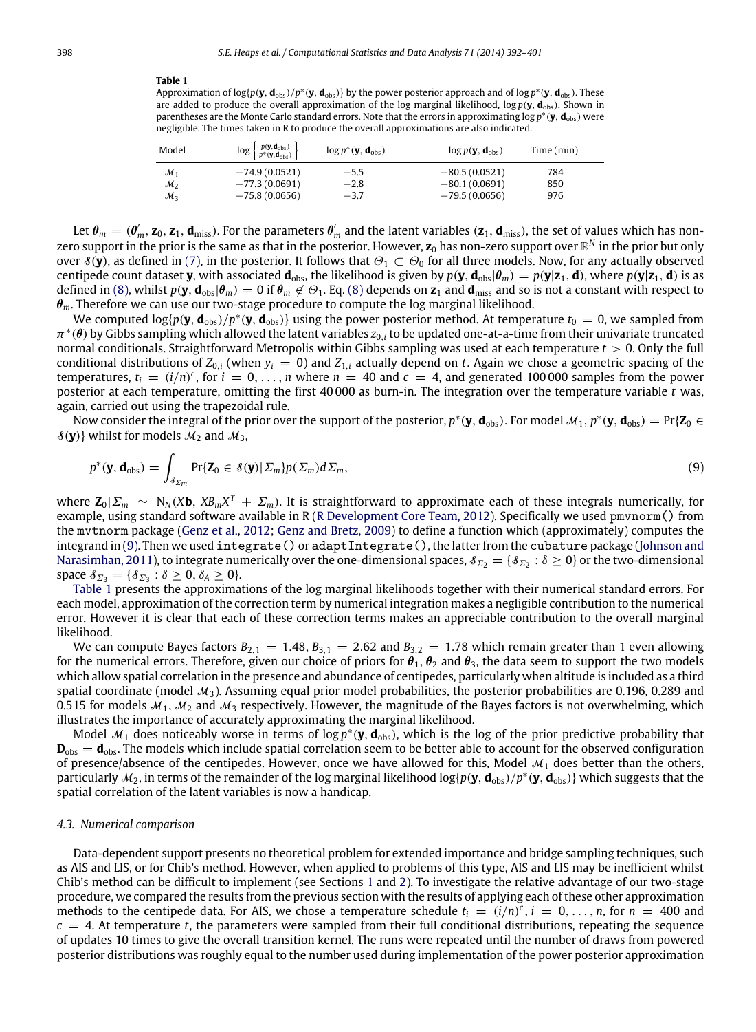**Table 1**

Approximation of $\log\{p(\mathbf{y}, \mathbf{d}_{\text{obs}})/p^*(\mathbf{y}, \mathbf{d}_{\text{obs}})\}$ by the power posterior approach and of $\log p^*(\mathbf{y}, \mathbf{d}_{\text{obs}})$. These are added to produce the overall approximation of the log marginal likelihood, $\log p(\mathbf{y}, \mathbf{d}_{\text{obs}})$. Shown in parentheses are the Monte Carlo standard errors. Note that the errors in approximating $\log p^*(\mathbf{y}, \mathbf{d}_{\text{obs}})$ were negligible. The times taken in R to produce the overall approximations are also indicated.

| Model | $\log\left\{\frac{p(\mathbf{y},\mathbf{d}_{\text{obs}})}{p^*(\mathbf{y},\mathbf{d}_{\text{obs}})}\right\}$ | $\log p^*(\mathbf{y}, \mathbf{d}_{\text{obs}})$ | $\log p(\mathbf{y}, \mathbf{d}_{\text{obs}})$ | Time (min) |
|---|---|---|---|---|
| $\mathcal{M}_1$ | −74.9 (0.0521) | −5.5 | −80.5 (0.0521) | 784 |
| $\mathcal{M}_2$ | −77.3 (0.0691) | −2.8 | −80.1 (0.0691) | 850 |
| $\mathcal{M}_3$ | −75.8 (0.0656) | −3.7 | −79.5 (0.0656) | 976 |

Let $\boldsymbol{\theta}_m = (\boldsymbol{\theta}'_m, \mathbf{z}_0, \mathbf{z}_1, \mathbf{d}_{\text{miss}})$. For the parameters $\boldsymbol{\theta}'_m$ and the latent variables $(\mathbf{z}_1, \mathbf{d}_{\text{miss}})$, the set of values which has non-zero support in the prior is the same as that in the posterior. However, $\mathbf{z}_0$ has non-zero support over $\mathbb{R}^N$ in the prior but only over $\mathcal{S}(\mathbf{y})$, as defined in (7), in the posterior. It follows that $\Theta_1 \subset \Theta_0$ for all three models. Now, for any actually observed centipede count dataset $\mathbf{y}$, with associated $\mathbf{d}_{\text{obs}}$, the likelihood is given by $p(\mathbf{y}, \mathbf{d}_{\text{obs}}|\boldsymbol{\theta}_m) = p(\mathbf{y}|\mathbf{z}_1, \mathbf{d})$, where $p(\mathbf{y}|\mathbf{z}_1, \mathbf{d})$ is as defined in (8), whilst $p(\mathbf{y}, \mathbf{d}_{\text{obs}}|\boldsymbol{\theta}_m) = 0$ if $\boldsymbol{\theta}_m \notin \Theta_1$. Eq. (8) depends on $\mathbf{z}_1$ and $\mathbf{d}_{\text{miss}}$ and so is not a constant with respect to $\boldsymbol{\theta}_m$. Therefore we can use our two-stage procedure to compute the log marginal likelihood.

We computed $\log\{p(\mathbf{y}, \mathbf{d}_{\text{obs}})/p^*(\mathbf{y}, \mathbf{d}_{\text{obs}})\}$ using the power posterior method. At temperature $t_0 = 0$, we sampled from $\pi^*(\boldsymbol{\theta})$ by Gibbs sampling which allowed the latent variables $z_{0,i}$ to be updated one-at-a-time from their univariate truncated normal conditionals. Straightforward Metropolis within Gibbs sampling was used at each temperature $t > 0$. Only the full conditional distributions of $Z_{0,i}$ (when $y_i = 0$) and $Z_{1,i}$ actually depend on $t$. Again we chose a geometric spacing of the temperatures, $t_i = (i/n)^c$, for $i = 0, \ldots, n$ where $n = 40$ and $c = 4$, and generated 100 000 samples from the power posterior at each temperature, omitting the first 40 000 as burn-in. The integration over the temperature variable $t$ was, again, carried out using the trapezoidal rule.

Now consider the integral of the prior over the support of the posterior, $p^*(\mathbf{y}, \mathbf{d}_{\text{obs}})$. For model $\mathcal{M}_1$, $p^*(\mathbf{y}, \mathbf{d}_{\text{obs}}) = \Pr\{\mathbf{Z}_0 \in \mathcal{S}(\mathbf{y})\}$ whilst for models $\mathcal{M}_2$ and $\mathcal{M}_3$,

$$p^*(\mathbf{y}, \mathbf{d}_{\text{obs}}) = \int_{\mathcal{S}_{\Sigma_m}} \Pr\{\mathbf{Z}_0 \in \mathcal{S}(\mathbf{y})|\Sigma_m\} p(\Sigma_m) d\Sigma_m, \tag{9}$$

where $\mathbf{Z}_0|\Sigma_m \sim \mathrm{N}_N(X\mathbf{b}, XB_mX^T + \Sigma_m)$. It is straightforward to approximate each of these integrals numerically, for example, using standard software available in R (R Development Core Team, 2012). Specifically we used `pmvnorm()` from the `mvtnorm` package (Genz et al., 2012; Genz and Bretz, 2009) to define a function which (approximately) computes the integrand in (9). Then we used `integrate()` or `adaptIntegrate()`, the latter from the `cubature` package (Johnson and Narasimhan, 2011), to integrate numerically over the one-dimensional spaces, $\mathcal{S}_{\Sigma_2} = \{\mathcal{S}_{\Sigma_2} : \delta \geq 0\}$ or the two-dimensional space $\mathcal{S}_{\Sigma_3} = \{\mathcal{S}_{\Sigma_3} : \delta \geq 0, \delta_A \geq 0\}$.

Table 1 presents the approximations of the log marginal likelihoods together with their numerical standard errors. For each model, approximation of the correction term by numerical integration makes a negligible contribution to the numerical error. However it is clear that each of these correction terms makes an appreciable contribution to the overall marginal likelihood.

We can compute Bayes factors $B_{2,1} = 1.48$, $B_{3,1} = 2.62$ and $B_{3,2} = 1.78$ which remain greater than 1 even allowing for the numerical errors. Therefore, given our choice of priors for $\boldsymbol{\theta}_1$, $\boldsymbol{\theta}_2$ and $\boldsymbol{\theta}_3$, the data seem to support the two models which allow spatial correlation in the presence and abundance of centipedes, particularly when altitude is included as a third spatial coordinate (model $\mathcal{M}_3$). Assuming equal prior model probabilities, the posterior probabilities are 0.196, 0.289 and 0.515 for models $\mathcal{M}_1$, $\mathcal{M}_2$ and $\mathcal{M}_3$ respectively. However, the magnitude of the Bayes factors is not overwhelming, which illustrates the importance of accurately approximating the marginal likelihood.

Model $\mathcal{M}_1$ does noticeably worse in terms of $\log p^*(\mathbf{y}, \mathbf{d}_{\text{obs}})$, which is the log of the prior predictive probability that $\mathbf{D}_{\text{obs}} = \mathbf{d}_{\text{obs}}$. The models which include spatial correlation seem to be better able to account for the observed configuration of presence/absence of the centipedes. However, once we have allowed for this, Model $\mathcal{M}_1$ does better than the others, particularly $\mathcal{M}_2$, in terms of the remainder of the log marginal likelihood $\log\{p(\mathbf{y}, \mathbf{d}_{\text{obs}})/p^*(\mathbf{y}, \mathbf{d}_{\text{obs}})\}$ which suggests that the spatial correlation of the latent variables is now a handicap.

### 4.3. Numerical comparison

Data-dependent support presents no theoretical problem for extended importance and bridge sampling techniques, such as AIS and LIS, or for Chib's method. However, when applied to problems of this type, AIS and LIS may be inefficient whilst Chib's method can be difficult to implement (see Sections 1 and 2). To investigate the relative advantage of our two-stage procedure, we compared the results from the previous section with the results of applying each of these other approximation methods to the centipede data. For AIS, we chose a temperature schedule $t_i = (i/n)^c$, $i = 0, \ldots, n$, for $n = 400$ and $c = 4$. At temperature $t$, the parameters were sampled from their full conditional distributions, repeating the sequence of updates 10 times to give the overall transition kernel. The runs were repeated until the number of draws from powered posterior distributions was roughly equal to the number used during implementation of the power posterior approximation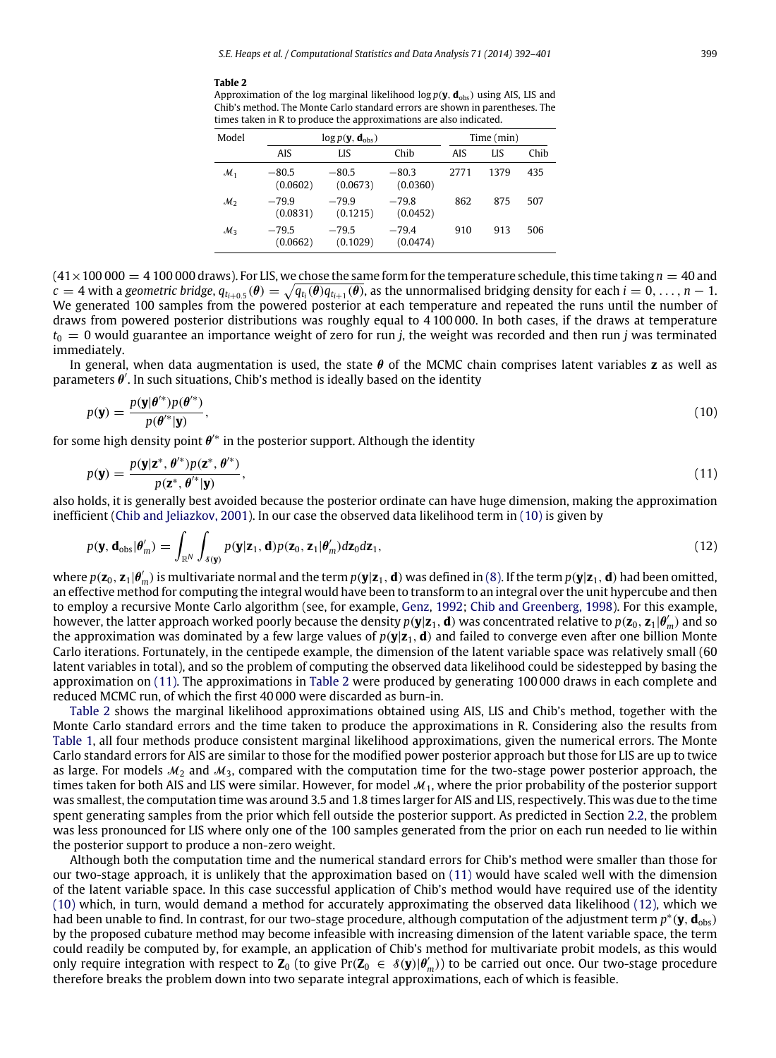**Table 2**
Approximation of the log marginal likelihood $\log p(\mathbf{y}, \mathbf{d}_{\text{obs}})$ using AIS, LIS and Chib's method. The Monte Carlo standard errors are shown in parentheses. The times taken in R to produce the approximations are also indicated.

| Model | $\log p(\mathbf{y}, \mathbf{d}_{\text{obs}})$ | | | Time (min) | | |
|---|---|---|---|---|---|---|
| | AIS | LIS | Chib | AIS | LIS | Chib |
| $\mathcal{M}_1$ | −80.5 (0.0602) | −80.5 (0.0673) | −80.3 (0.0360) | 2771 | 1379 | 435 |
| $\mathcal{M}_2$ | −79.9 (0.0831) | −79.9 (0.1215) | −79.8 (0.0452) | 862 | 875 | 507 |
| $\mathcal{M}_3$ | −79.5 (0.0662) | −79.5 (0.1029) | −79.4 (0.0474) | 910 | 913 | 506 |

($41 \times 100\,000 = 4\,100\,000$ draws). For LIS, we chose the same form for the temperature schedule, this time taking $n = 40$ and $c = 4$ with a *geometric bridge*, $q_{t_{i+0.5}}(\boldsymbol{\theta}) = \sqrt{q_{t_i}(\boldsymbol{\theta}) q_{t_{i+1}}(\boldsymbol{\theta})}$, as the unnormalised bridging density for each $i = 0, \ldots, n-1$. We generated 100 samples from the powered posterior at each temperature and repeated the runs until the number of draws from powered posterior distributions was roughly equal to 4 100 000. In both cases, if the draws at temperature $t_0 = 0$ would guarantee an importance weight of zero for run $j$, the weight was recorded and then run $j$ was terminated immediately.

In general, when data augmentation is used, the state $\boldsymbol{\theta}$ of the MCMC chain comprises latent variables $\mathbf{z}$ as well as parameters $\boldsymbol{\theta}'$. In such situations, Chib's method is ideally based on the identity

$$p(\mathbf{y}) = \frac{p(\mathbf{y}|\boldsymbol{\theta}'^*) p(\boldsymbol{\theta}'^*)}{p(\boldsymbol{\theta}'^*|\mathbf{y})}, \tag{10}$$

for some high density point $\boldsymbol{\theta}'^*$ in the posterior support. Although the identity

$$p(\mathbf{y}) = \frac{p(\mathbf{y}|\mathbf{z}^*, \boldsymbol{\theta}'^*) p(\mathbf{z}^*, \boldsymbol{\theta}'^*)}{p(\mathbf{z}^*, \boldsymbol{\theta}'^*|\mathbf{y})}, \tag{11}$$

also holds, it is generally best avoided because the posterior ordinate can have huge dimension, making the approximation inefficient (Chib and Jeliazkov, 2001). In our case the observed data likelihood term in (10) is given by

$$p(\mathbf{y}, \mathbf{d}_{\text{obs}}|\boldsymbol{\theta}'_m) = \int_{\mathbb{R}^N} \int_{\mathcal{S}(\mathbf{y})} p(\mathbf{y}|\mathbf{z}_1, \mathbf{d}) p(\mathbf{z}_0, \mathbf{z}_1|\boldsymbol{\theta}'_m) d\mathbf{z}_0 d\mathbf{z}_1, \tag{12}$$

where $p(\mathbf{z}_0, \mathbf{z}_1|\boldsymbol{\theta}'_m)$ is multivariate normal and the term $p(\mathbf{y}|\mathbf{z}_1, \mathbf{d})$ was defined in (8). If the term $p(\mathbf{y}|\mathbf{z}_1, \mathbf{d})$ had been omitted, an effective method for computing the integral would have been to transform to an integral over the unit hypercube and then to employ a recursive Monte Carlo algorithm (see, for example, Genz, 1992; Chib and Greenberg, 1998). For this example, however, the latter approach worked poorly because the density $p(\mathbf{y}|\mathbf{z}_1, \mathbf{d})$ was concentrated relative to $p(\mathbf{z}_0, \mathbf{z}_1|\boldsymbol{\theta}'_m)$ and so the approximation was dominated by a few large values of $p(\mathbf{y}|\mathbf{z}_1, \mathbf{d})$ and failed to converge even after one billion Monte Carlo iterations. Fortunately, in the centipede example, the dimension of the latent variable space was relatively small (60 latent variables in total), and so the problem of computing the observed data likelihood could be sidestepped by basing the approximation on (11). The approximations in Table 2 were produced by generating 100 000 draws in each complete and reduced MCMC run, of which the first 40 000 were discarded as burn-in.

Table 2 shows the marginal likelihood approximations obtained using AIS, LIS and Chib's method, together with the Monte Carlo standard errors and the time taken to produce the approximations in R. Considering also the results from Table 1, all four methods produce consistent marginal likelihood approximations, given the numerical errors. The Monte Carlo standard errors for AIS are similar to those for the modified power posterior approach but those for LIS are up to twice as large. For models $\mathcal{M}_2$ and $\mathcal{M}_3$, compared with the computation time for the two-stage power posterior approach, the times taken for both AIS and LIS were similar. However, for model $\mathcal{M}_1$, where the prior probability of the posterior support was smallest, the computation time was around 3.5 and 1.8 times larger for AIS and LIS, respectively. This was due to the time spent generating samples from the prior which fell outside the posterior support. As predicted in Section 2.2, the problem was less pronounced for LIS where only one of the 100 samples generated from the prior on each run needed to lie within the posterior support to produce a non-zero weight.

Although both the computation time and the numerical standard errors for Chib's method were smaller than those for our two-stage approach, it is unlikely that the approximation based on (11) would have scaled well with the dimension of the latent variable space. In this case successful application of Chib's method would have required use of the identity (10) which, in turn, would demand a method for accurately approximating the observed data likelihood (12), which we had been unable to find. In contrast, for our two-stage procedure, although computation of the adjustment term $p^*(\mathbf{y}, \mathbf{d}_{\text{obs}})$ by the proposed cubature method may become infeasible with increasing dimension of the latent variable space, the term could readily be computed by, for example, an application of Chib's method for multivariate probit models, as this would only require integration with respect to $\mathbf{Z}_0$ (to give $\Pr(\mathbf{Z}_0 \in \mathcal{S}(\mathbf{y})|\boldsymbol{\theta}'_m)$) to be carried out once. Our two-stage procedure therefore breaks the problem down into two separate integral approximations, each of which is feasible.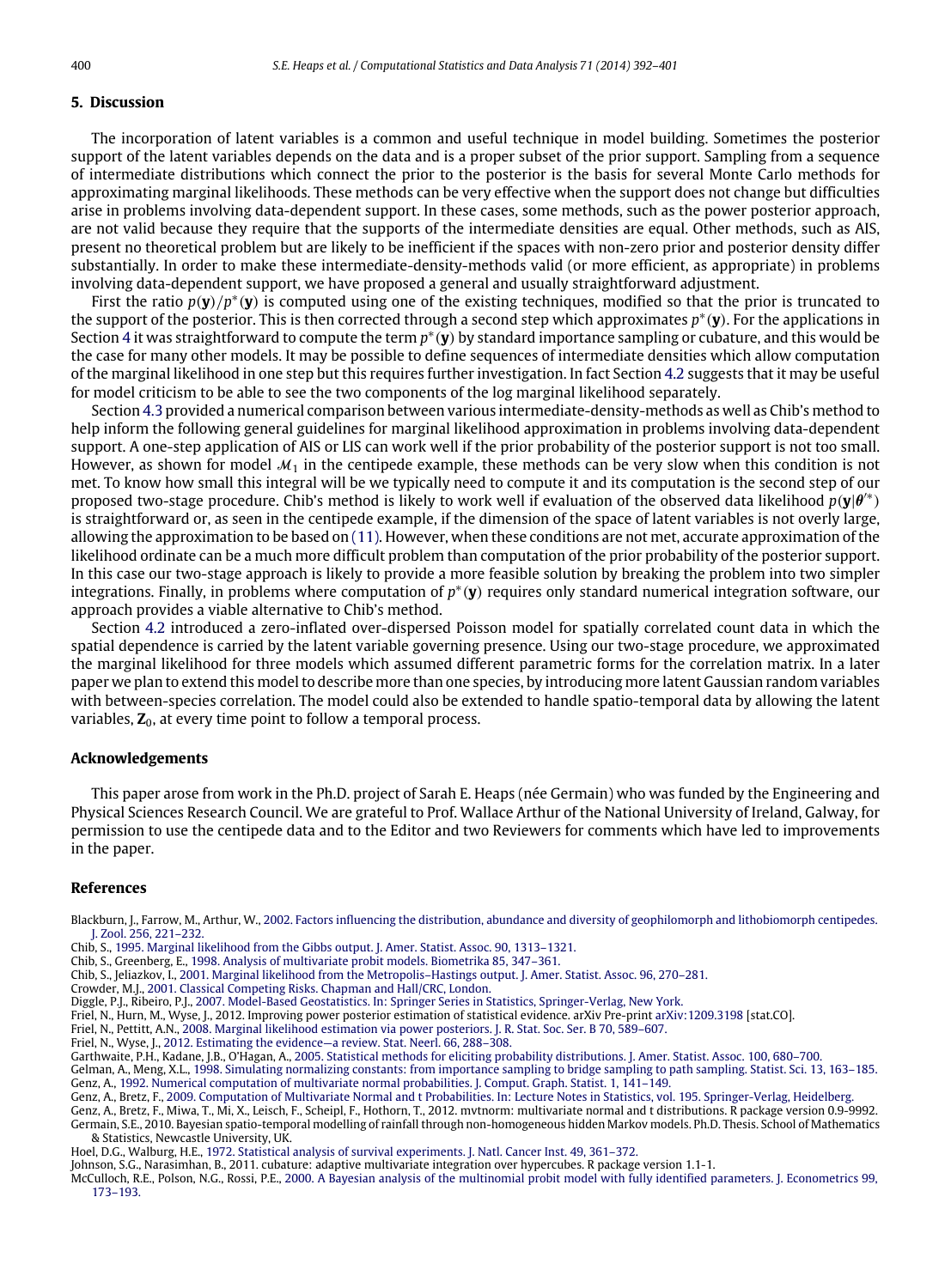## 5. Discussion

The incorporation of latent variables is a common and useful technique in model building. Sometimes the posterior support of the latent variables depends on the data and is a proper subset of the prior support. Sampling from a sequence of intermediate distributions which connect the prior to the posterior is the basis for several Monte Carlo methods for approximating marginal likelihoods. These methods can be very effective when the support does not change but difficulties arise in problems involving data-dependent support. In these cases, some methods, such as the power posterior approach, are not valid because they require that the supports of the intermediate densities are equal. Other methods, such as AIS, present no theoretical problem but are likely to be inefficient if the spaces with non-zero prior and posterior density differ substantially. In order to make these intermediate-density-methods valid (or more efficient, as appropriate) in problems involving data-dependent support, we have proposed a general and usually straightforward adjustment.

First the ratio $p(\mathbf{y})/p^*(\mathbf{y})$ is computed using one of the existing techniques, modified so that the prior is truncated to the support of the posterior. This is then corrected through a second step which approximates $p^*(\mathbf{y})$. For the applications in Section 4 it was straightforward to compute the term $p^*(\mathbf{y})$ by standard importance sampling or cubature, and this would be the case for many other models. It may be possible to define sequences of intermediate densities which allow computation of the marginal likelihood in one step but this requires further investigation. In fact Section 4.2 suggests that it may be useful for model criticism to be able to see the two components of the log marginal likelihood separately.

Section 4.3 provided a numerical comparison between various intermediate-density-methods as well as Chib's method to help inform the following general guidelines for marginal likelihood approximation in problems involving data-dependent support. A one-step application of AIS or LIS can work well if the prior probability of the posterior support is not too small. However, as shown for model $\mathcal{M}_1$ in the centipede example, these methods can be very slow when this condition is not met. To know how small this integral will be we typically need to compute it and its computation is the second step of our proposed two-stage procedure. Chib's method is likely to work well if evaluation of the observed data likelihood $p(\mathbf{y}|\boldsymbol{\theta}'^*)$ is straightforward or, as seen in the centipede example, if the dimension of the space of latent variables is not overly large, allowing the approximation to be based on (11). However, when these conditions are not met, accurate approximation of the likelihood ordinate can be a much more difficult problem than computation of the prior probability of the posterior support. In this case our two-stage approach is likely to provide a more feasible solution by breaking the problem into two simpler integrations. Finally, in problems where computation of $p^*(\mathbf{y})$ requires only standard numerical integration software, our approach provides a viable alternative to Chib's method.

Section 4.2 introduced a zero-inflated over-dispersed Poisson model for spatially correlated count data in which the spatial dependence is carried by the latent variable governing presence. Using our two-stage procedure, we approximated the marginal likelihood for three models which assumed different parametric forms for the correlation matrix. In a later paper we plan to extend this model to describe more than one species, by introducing more latent Gaussian random variables with between-species correlation. The model could also be extended to handle spatio-temporal data by allowing the latent variables, $\mathbf{Z}_0$, at every time point to follow a temporal process.

## Acknowledgements

This paper arose from work in the Ph.D. project of Sarah E. Heaps (née Germain) who was funded by the Engineering and Physical Sciences Research Council. We are grateful to Prof. Wallace Arthur of the National University of Ireland, Galway, for permission to use the centipede data and to the Editor and two Reviewers for comments which have led to improvements in the paper.

## References

Blackburn, J., Farrow, M., Arthur, W., 2002. Factors influencing the distribution, abundance and diversity of geophilomorph and lithobiomorph centipedes. J. Zool. 256, 221–232.
Chib, S., 1995. Marginal likelihood from the Gibbs output. J. Amer. Statist. Assoc. 90, 1313–1321.
Chib, S., Greenberg, E., 1998. Analysis of multivariate probit models. Biometrika 85, 347–361.
Chib, S., Jeliazkov, I., 2001. Marginal likelihood from the Metropolis–Hastings output. J. Amer. Statist. Assoc. 96, 270–281.
Crowder, M.J., 2001. Classical Competing Risks. Chapman and Hall/CRC, London.
Diggle, P.J., Ribeiro, P.J., 2007. Model-Based Geostatistics. In: Springer Series in Statistics, Springer-Verlag, New York.
Friel, N., Hurn, M., Wyse, J., 2012. Improving power posterior estimation of statistical evidence. arXiv Pre-print arXiv:1209.3198 [stat.CO].
Friel, N., Pettitt, A.N., 2008. Marginal likelihood estimation via power posteriors. J. R. Stat. Soc. Ser. B 70, 589–607.
Friel, N., Wyse, J., 2012. Estimating the evidence—a review. Stat. Neerl. 66, 288–308.
Garthwaite, P.H., Kadane, J.B., O'Hagan, A., 2005. Statistical methods for eliciting probability distributions. J. Amer. Statist. Assoc. 100, 680–700.
Gelman, A., Meng, X.L., 1998. Simulating normalizing constants: from importance sampling to bridge sampling to path sampling. Statist. Sci. 13, 163–185.
Genz, A., 1992. Numerical computation of multivariate normal probabilities. J. Comput. Graph. Statist. 1, 141–149.
Genz, A., Bretz, F., 2009. Computation of Multivariate Normal and t Probabilities. In: Lecture Notes in Statistics, vol. 195. Springer-Verlag, Heidelberg.
Genz, A., Bretz, F., Miwa, T., Mi, X., Leisch, F., Scheipl, F., Hothorn, T., 2012. mvtnorm: multivariate normal and t distributions. R package version 0.9-9992.
Germain, S.E., 2010. Bayesian spatio-temporal modelling of rainfall through non-homogeneous hidden Markov models. Ph.D. Thesis. School of Mathematics & Statistics, Newcastle University, UK.
Hoel, D.G., Walburg, H.E., 1972. Statistical analysis of survival experiments. J. Natl. Cancer Inst. 49, 361–372.
Johnson, S.G., Narasimhan, B., 2011. cubature: adaptive multivariate integration over hypercubes. R package version 1.1-1.
McCulloch, R.E., Polson, N.G., Rossi, P.E., 2000. A Bayesian analysis of the multinomial probit model with fully identified parameters. J. Econometrics 99, 173–193.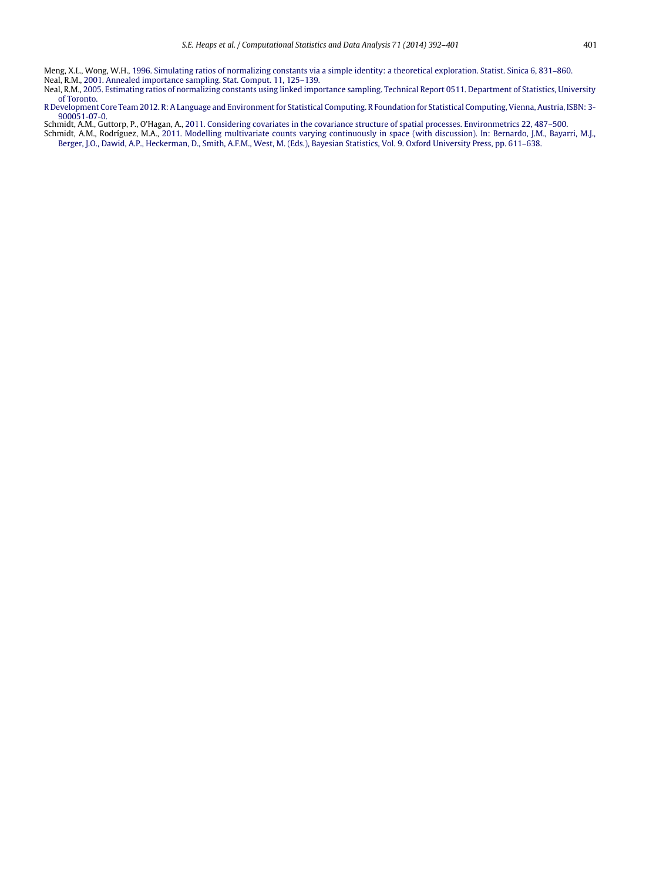Meng, X.L., Wong, W.H., 1996. Simulating ratios of normalizing constants via a simple identity: a theoretical exploration. Statist. Sinica 6, 831–860.

Neal, R.M., 2001. Annealed importance sampling. Stat. Comput. 11, 125–139.

Neal, R.M., 2005. Estimating ratios of normalizing constants using linked importance sampling. Technical Report 0511. Department of Statistics, University of Toronto.

R Development Core Team 2012. R: A Language and Environment for Statistical Computing. R Foundation for Statistical Computing, Vienna, Austria, ISBN: 3-900051-07-0.

Schmidt, A.M., Guttorp, P., O'Hagan, A., 2011. Considering covariates in the covariance structure of spatial processes. Environmetrics 22, 487–500.

Schmidt, A.M., Rodríguez, M.A., 2011. Modelling multivariate counts varying continuously in space (with discussion). In: Bernardo, J.M., Bayarri, M.J., Berger, J.O., Dawid, A.P., Heckerman, D., Smith, A.F.M., West, M. (Eds.), Bayesian Statistics, Vol. 9. Oxford University Press, pp. 611–638.